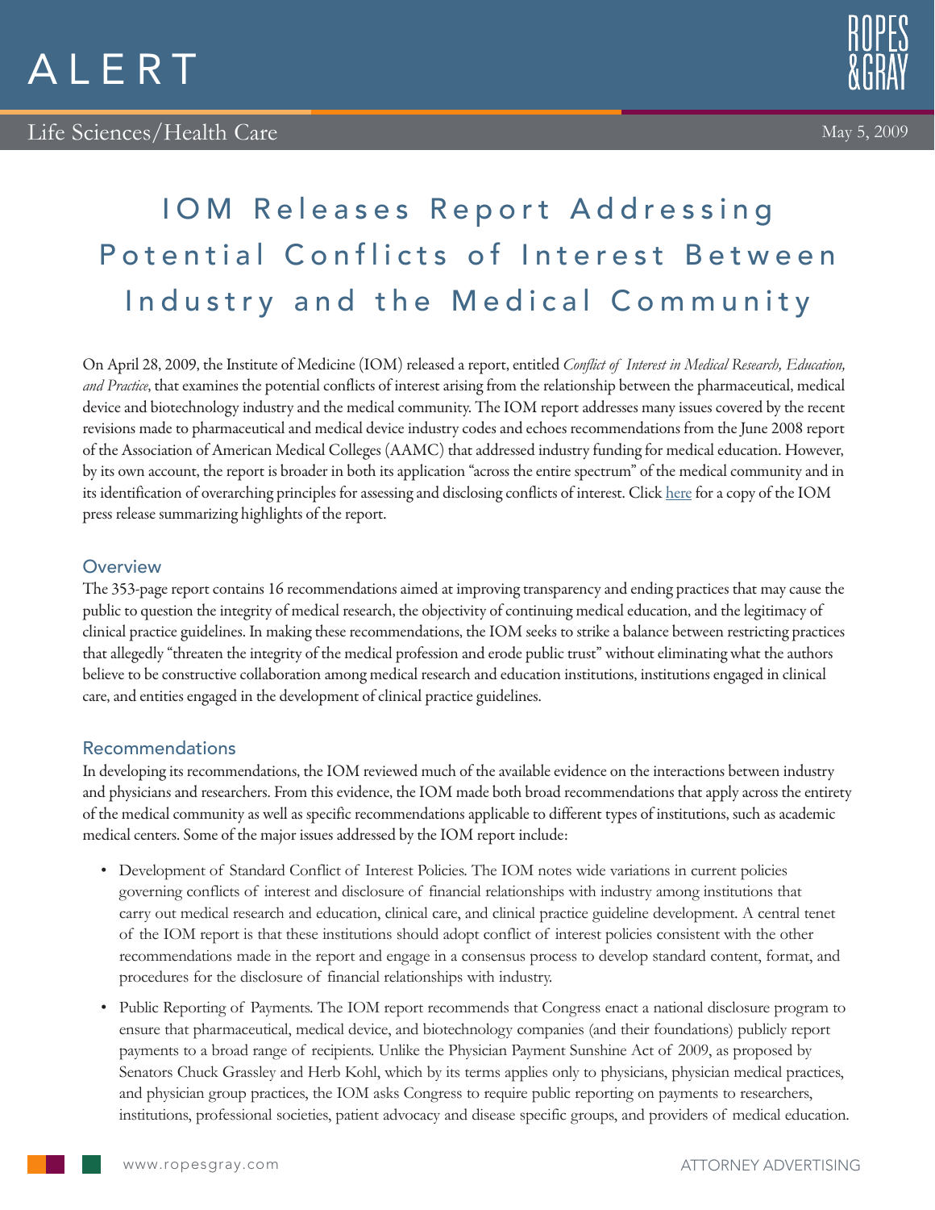# ALERT

Life Sciences/Health Care

May 5, 2009

## IOM Releases Report Addressing Potential Conflicts of Interest Between Industry and the Medical Community

On April 28, 2009, the Institute of Medicine (IOM) released a report, entitled *Conflict of Interest in Medical Research, Education, and Practice*, that examines the potential conflicts of interest arising from the relationship between the pharmaceutical, medical device and biotechnology industry and the medical community. The IOM report addresses many issues covered by the recent revisions made to pharmaceutical and medical device industry codes and echoes recommendations from the June 2008 report of the Association of American Medical Colleges (AAMC) that addressed industry funding for medical education. However, by its own account, the report is broader in both its application "across the entire spectrum" of the medical community and in its identification of overarching principles for assessing and disclosing conflicts of interest. Click here for a copy of the IOM press release summarizing highlights of the report.

### Overview

The 353-page report contains 16 recommendations aimed at improving transparency and ending practices that may cause the public to question the integrity of medical research, the objectivity of continuing medical education, and the legitimacy of clinical practice guidelines. In making these recommendations, the IOM seeks to strike a balance between restricting practices that allegedly "threaten the integrity of the medical profession and erode public trust" without eliminating what the authors believe to be constructive collaboration among medical research and education institutions, institutions engaged in clinical care, and entities engaged in the development of clinical practice guidelines.

### Recommendations

In developing its recommendations, the IOM reviewed much of the available evidence on the interactions between industry and physicians and researchers. From this evidence, the IOM made both broad recommendations that apply across the entirety of the medical community as well as specific recommendations applicable to different types of institutions, such as academic medical centers. Some of the major issues addressed by the IOM report include:

- Development of Standard Conflict of Interest Policies. The IOM notes wide variations in current policies governing conflicts of interest and disclosure of financial relationships with industry among institutions that carry out medical research and education, clinical care, and clinical practice guideline development. A central tenet of the IOM report is that these institutions should adopt conflict of interest policies consistent with the other recommendations made in the report and engage in a consensus process to develop standard content, format, and procedures for the disclosure of financial relationships with industry.
- Public Reporting of Payments. The IOM report recommends that Congress enact a national disclosure program to ensure that pharmaceutical, medical device, and biotechnology companies (and their foundations) publicly report payments to a broad range of recipients. Unlike the Physician Payment Sunshine Act of 2009, as proposed by Senators Chuck Grassley and Herb Kohl, which by its terms applies only to physicians, physician medical practices, and physician group practices, the IOM asks Congress to require public reporting on payments to researchers, institutions, professional societies, patient advocacy and disease specific groups, and providers of medical education.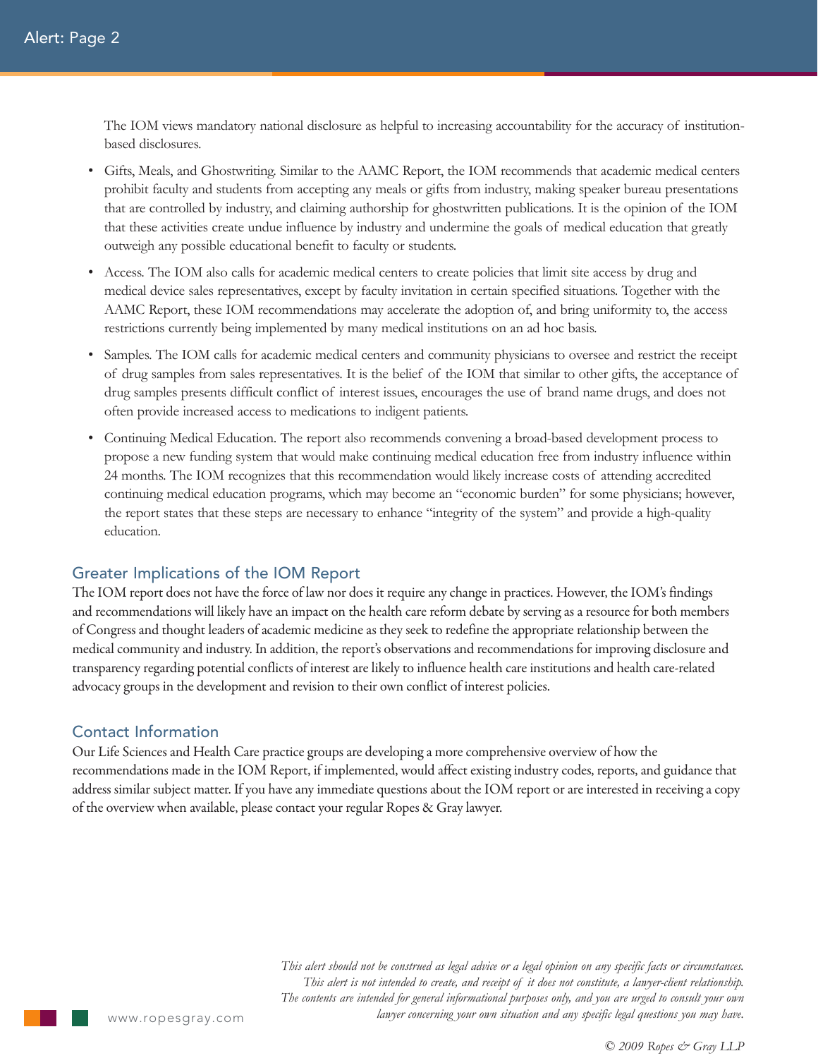The IOM views mandatory national disclosure as helpful to increasing accountability for the accuracy of institution-based disclosures.

- Gifts, Meals, and Ghostwriting. Similar to the AAMC Report, the IOM recommends that academic medical centers prohibit faculty and students from accepting any meals or gifts from industry, making speaker bureau presentations that are controlled by industry, and claiming authorship for ghostwritten publications. It is the opinion of the IOM that these activities create undue influence by industry and undermine the goals of medical education that greatly outweigh any possible educational benefit to faculty or students.
- Access. The IOM also calls for academic medical centers to create policies that limit site access by drug and medical device sales representatives, except by faculty invitation in certain specified situations. Together with the AAMC Report, these IOM recommendations may accelerate the adoption of, and bring uniformity to, the access restrictions currently being implemented by many medical institutions on an ad hoc basis.
- Samples. The IOM calls for academic medical centers and community physicians to oversee and restrict the receipt of drug samples from sales representatives. It is the belief of the IOM that similar to other gifts, the acceptance of drug samples presents difficult conflict of interest issues, encourages the use of brand name drugs, and does not often provide increased access to medications to indigent patients.
- Continuing Medical Education. The report also recommends convening a broad-based development process to propose a new funding system that would make continuing medical education free from industry influence within 24 months. The IOM recognizes that this recommendation would likely increase costs of attending accredited continuing medical education programs, which may become an "economic burden" for some physicians; however, the report states that these steps are necessary to enhance "integrity of the system" and provide a high-quality education.

## Greater Implications of the IOM Report

The IOM report does not have the force of law nor does it require any change in practices. However, the IOM's findings and recommendations will likely have an impact on the health care reform debate by serving as a resource for both members of Congress and thought leaders of academic medicine as they seek to redefine the appropriate relationship between the medical community and industry. In addition, the report's observations and recommendations for improving disclosure and transparency regarding potential conflicts of interest are likely to influence health care institutions and health care-related advocacy groups in the development and revision to their own conflict of interest policies.

## Contact Information

Our Life Sciences and Health Care practice groups are developing a more comprehensive overview of how the recommendations made in the IOM Report, if implemented, would affect existing industry codes, reports, and guidance that address similar subject matter. If you have any immediate questions about the IOM report or are interested in receiving a copy of the overview when available, please contact your regular Ropes & Gray lawyer.

*This alert should not be construed as legal advice or a legal opinion on any specific facts or circumstances. This alert is not intended to create, and receipt of it does not constitute, a lawyer-client relationship. The contents are intended for general informational purposes only, and you are urged to consult your own lawyer concerning your own situation and any specific legal questions you may have.*

www.ropesgray.com

*© 2009 Ropes & Gray LLP*